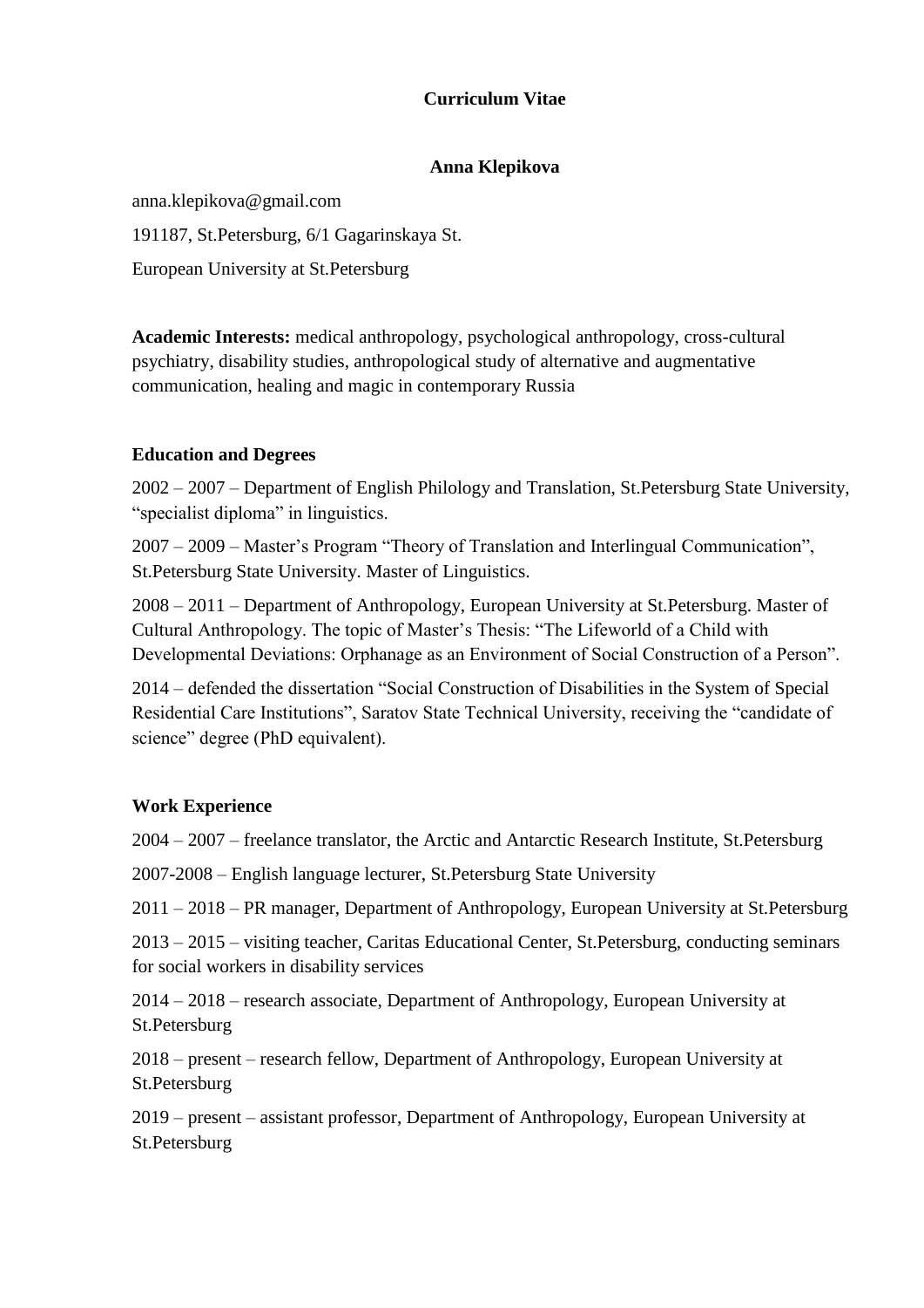# Curriculum Vitae

## Anna Klepikova

anna.klepikova@gmail.com

191187, St.Petersburg, 6/1 Gagarinskaya St.

European University at St.Petersburg

**Academic Interests:** medical anthropology, psychological anthropology, cross-cultural psychiatry, disability studies, anthropological study of alternative and augmentative communication, healing and magic in contemporary Russia

### Education and Degrees

2002 – 2007 – Department of English Philology and Translation, St.Petersburg State University, "specialist diploma" in linguistics.

2007 – 2009 – Master's Program "Theory of Translation and Interlingual Communication", St.Petersburg State University. Master of Linguistics.

2008 – 2011 – Department of Anthropology, European University at St.Petersburg. Master of Cultural Anthropology. The topic of Master's Thesis: "The Lifeworld of a Child with Developmental Deviations: Orphanage as an Environment of Social Construction of a Person".

2014 – defended the dissertation "Social Construction of Disabilities in the System of Special Residential Care Institutions", Saratov State Technical University, receiving the "candidate of science" degree (PhD equivalent).

### Work Experience

2004 – 2007 – freelance translator, the Arctic and Antarctic Research Institute, St.Petersburg

2007-2008 – English language lecturer, St.Petersburg State University

2011 – 2018 – PR manager, Department of Anthropology, European University at St.Petersburg

2013 – 2015 – visiting teacher, Caritas Educational Center, St.Petersburg, conducting seminars for social workers in disability services

2014 – 2018 – research associate, Department of Anthropology, European University at St.Petersburg

2018 – present – research fellow, Department of Anthropology, European University at St.Petersburg

2019 – present – assistant professor, Department of Anthropology, European University at St.Petersburg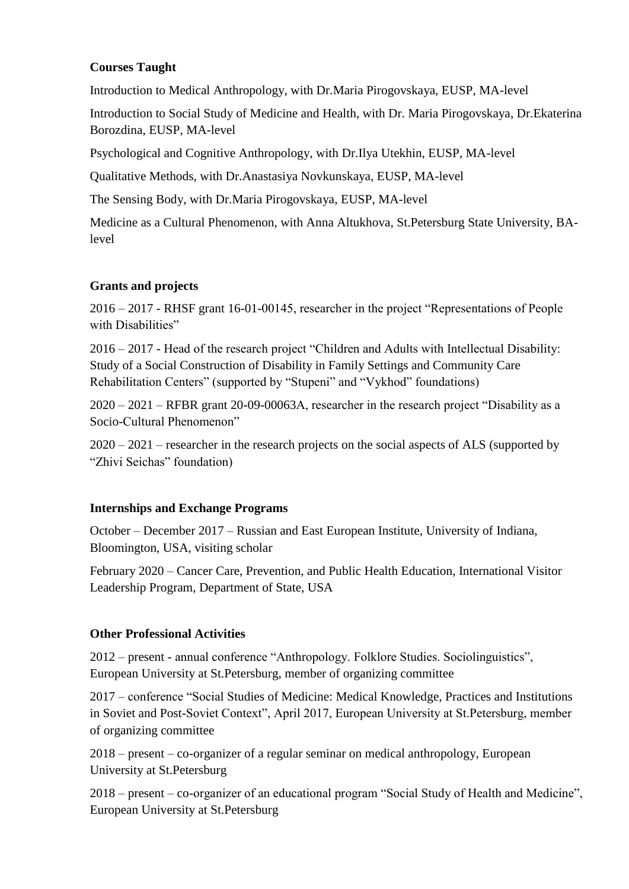**Courses Taught**

Introduction to Medical Anthropology, with Dr.Maria Pirogovskaya, EUSP, MA-level

Introduction to Social Study of Medicine and Health, with Dr. Maria Pirogovskaya, Dr.Ekaterina Borozdina, EUSP, MA-level

Psychological and Cognitive Anthropology, with Dr.Ilya Utekhin, EUSP, MA-level

Qualitative Methods, with Dr.Anastasiya Novkunskaya, EUSP, MA-level

The Sensing Body, with Dr.Maria Pirogovskaya, EUSP, MA-level

Medicine as a Cultural Phenomenon, with Anna Altukhova, St.Petersburg State University, BA-level

**Grants and projects**

2016 – 2017 - RHSF grant 16-01-00145, researcher in the project "Representations of People with Disabilities"

2016 – 2017 - Head of the research project "Children and Adults with Intellectual Disability: Study of a Social Construction of Disability in Family Settings and Community Care Rehabilitation Centers" (supported by "Stupeni" and "Vykhod" foundations)

2020 – 2021 – RFBR grant 20-09-00063A, researcher in the research project "Disability as a Socio-Cultural Phenomenon"

2020 – 2021 – researcher in the research projects on the social aspects of ALS (supported by "Zhivi Seichas" foundation)

**Internships and Exchange Programs**

October – December 2017 – Russian and East European Institute, University of Indiana, Bloomington, USA, visiting scholar

February 2020 – Cancer Care, Prevention, and Public Health Education, International Visitor Leadership Program, Department of State, USA

**Other Professional Activities**

2012 – present - annual conference "Anthropology. Folklore Studies. Sociolinguistics", European University at St.Petersburg, member of organizing committee

2017 – conference "Social Studies of Medicine: Medical Knowledge, Practices and Institutions in Soviet and Post-Soviet Context", April 2017, European University at St.Petersburg, member of organizing committee

2018 – present – co-organizer of a regular seminar on medical anthropology, European University at St.Petersburg

2018 – present – co-organizer of an educational program "Social Study of Health and Medicine", European University at St.Petersburg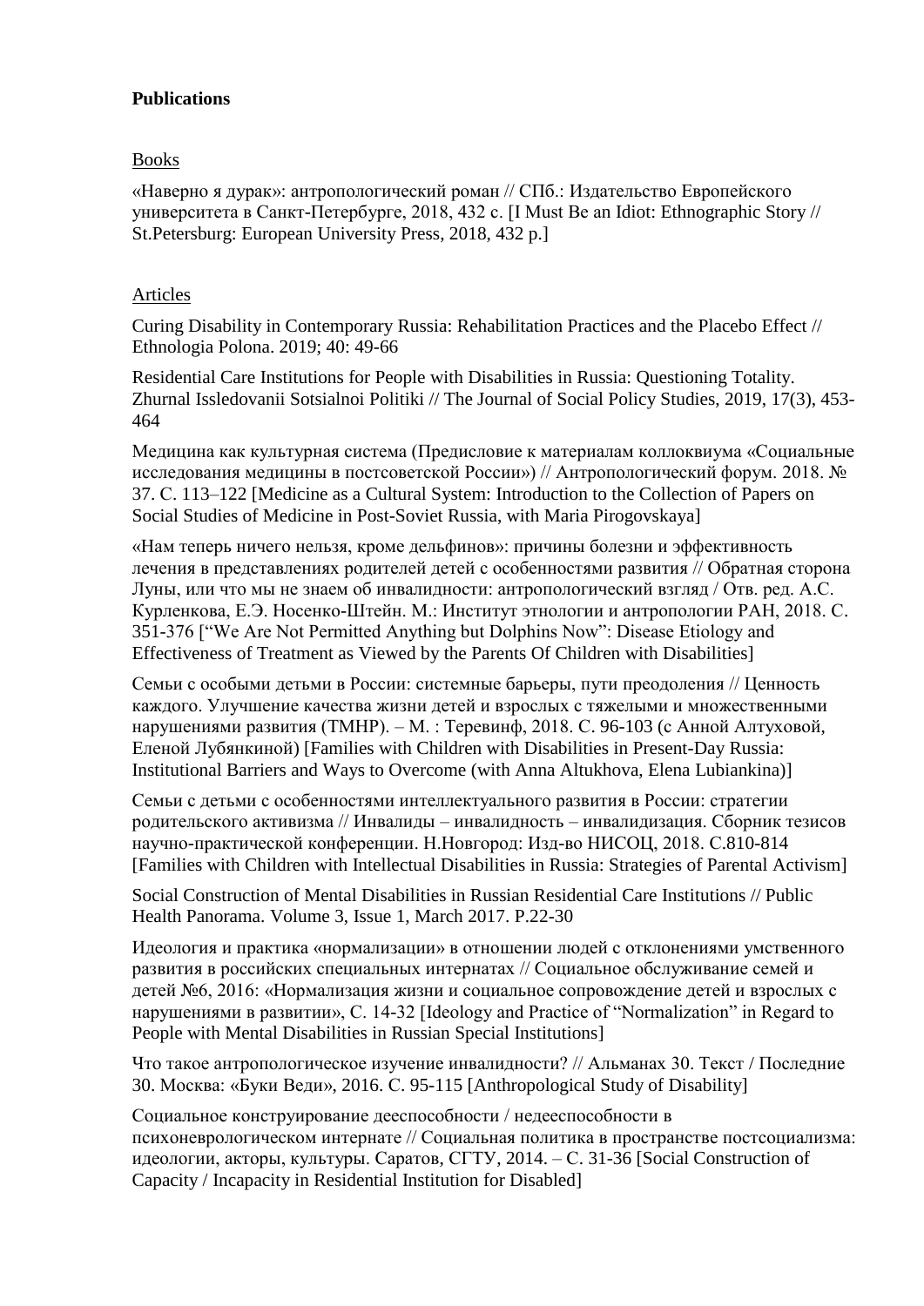**Publications**

Books

«Наверно я дурак»: антропологический роман // СПб.: Издательство Европейского университета в Санкт-Петербурге, 2018, 432 с. [I Must Be an Idiot: Ethnographic Story // St.Petersburg: European University Press, 2018, 432 p.]

Articles

Curing Disability in Contemporary Russia: Rehabilitation Practices and the Placebo Effect // Ethnologia Polona. 2019; 40: 49-66

Residential Care Institutions for People with Disabilities in Russia: Questioning Totality. Zhurnal Issledovanii Sotsialnoi Politiki // The Journal of Social Policy Studies, 2019, 17(3), 453-464

Медицина как культурная система (Предисловие к материалам коллоквиума «Социальные исследования медицины в постсоветской России») // Антропологический форум. 2018. № 37. С. 113–122 [Medicine as a Cultural System: Introduction to the Collection of Papers on Social Studies of Medicine in Post-Soviet Russia, with Maria Pirogovskaya]

«Нам теперь ничего нельзя, кроме дельфинов»: причины болезни и эффективность лечения в представлениях родителей детей с особенностями развития // Обратная сторона Луны, или что мы не знаем об инвалидности: антропологический взгляд / Отв. ред. А.С. Курленкова, Е.Э. Носенко-Штейн. М.: Институт этнологии и антропологии РАН, 2018. С. 351-376 ["We Are Not Permitted Anything but Dolphins Now": Disease Etiology and Effectiveness of Treatment as Viewed by the Parents Of Children with Disabilities]

Семьи с особыми детьми в России: системные барьеры, пути преодоления // Ценность каждого. Улучшение качества жизни детей и взрослых с тяжелыми и множественными нарушениями развития (ТМНР). – М. : Теревинф, 2018. С. 96-103 (с Анной Алтуховой, Еленой Лубянкиной) [Families with Children with Disabilities in Present-Day Russia: Institutional Barriers and Ways to Overcome (with Anna Altukhova, Elena Lubiankina)]

Семьи с детьми с особенностями интеллектуального развития в России: стратегии родительского активизма // Инвалиды – инвалидность – инвалидизация. Сборник тезисов научно-практической конференции. Н.Новгород: Изд-во НИСОЦ, 2018. С.810-814 [Families with Children with Intellectual Disabilities in Russia: Strategies of Parental Activism]

Social Construction of Mental Disabilities in Russian Residential Care Institutions // Public Health Panorama. Volume 3, Issue 1, March 2017. P.22-30

Идеология и практика «нормализации» в отношении людей с отклонениями умственного развития в российских специальных интернатах // Социальное обслуживание семей и детей №6, 2016: «Нормализация жизни и социальное сопровождение детей и взрослых с нарушениями в развитии», С. 14-32 [Ideology and Practice of "Normalization" in Regard to People with Mental Disabilities in Russian Special Institutions]

Что такое антропологическое изучение инвалидности? // Альманах 30. Текст / Последние 30. Москва: «Буки Веди», 2016. С. 95-115 [Anthropological Study of Disability]

Социальное конструирование дееспособности / недееспособности в психоневрологическом интернате // Социальная политика в пространстве постсоциализма: идеологии, акторы, культуры. Саратов, СГТУ, 2014. – С. 31-36 [Social Construction of Capacity / Incapacity in Residential Institution for Disabled]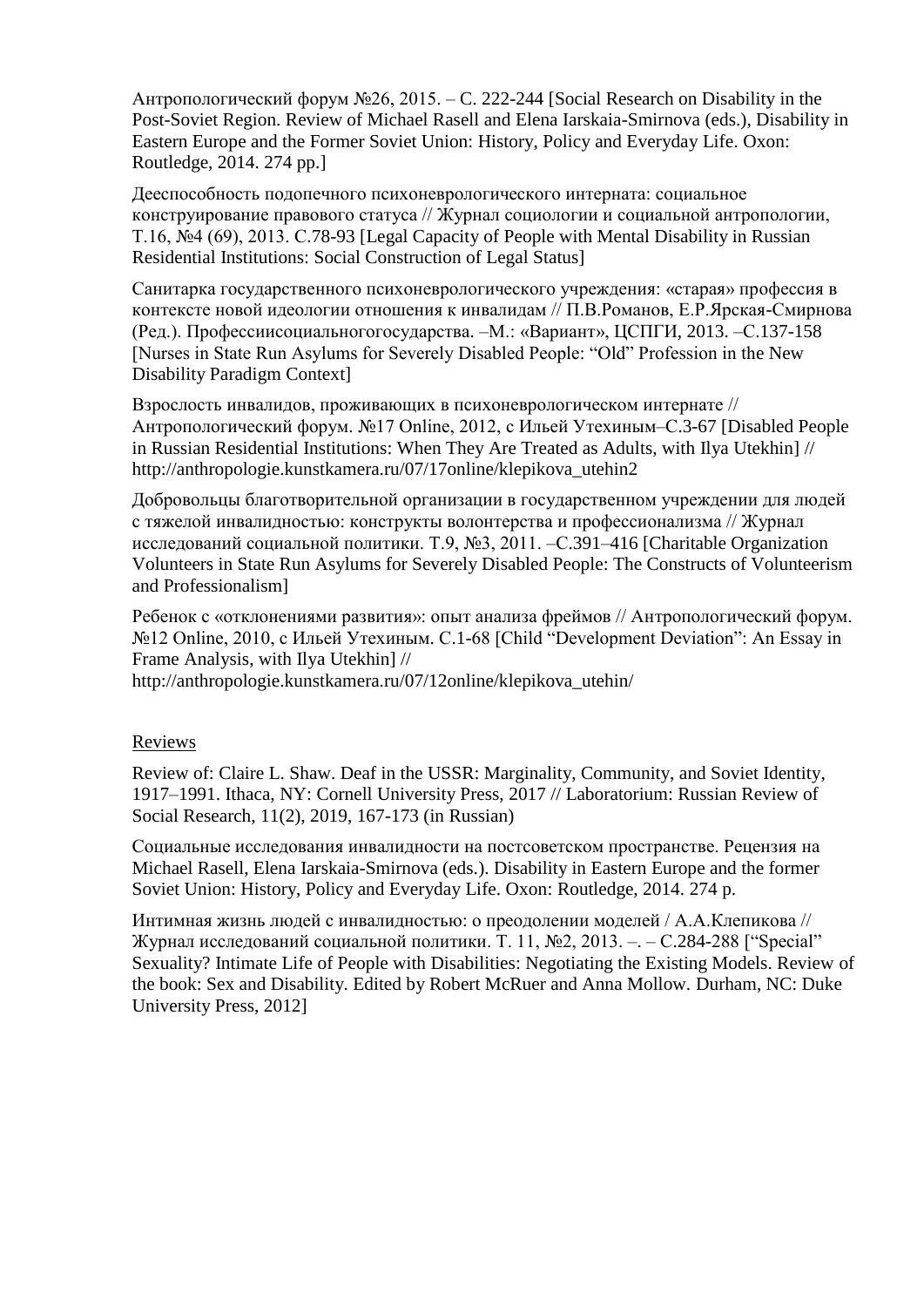Антропологический форум №26, 2015. – С. 222-244 [Social Research on Disability in the Post-Soviet Region. Review of Michael Rasell and Elena Iarskaia-Smirnova (eds.), Disability in Eastern Europe and the Former Soviet Union: History, Policy and Everyday Life. Oxon: Routledge, 2014. 274 pp.]

Дееспособность подопечного психоневрологического интерната: социальное конструирование правового статуса // Журнал социологии и социальной антропологии, Т.16, №4 (69), 2013. С.78-93 [Legal Capacity of People with Mental Disability in Russian Residential Institutions: Social Construction of Legal Status]

Санитарка государственного психоневрологического учреждения: «старая» профессия в контексте новой идеологии отношения к инвалидам // П.В.Романов, Е.Р.Ярская-Смирнова (Ред.). Профессиисоциальногогосударства. –М.: «Вариант», ЦСПГИ, 2013. –С.137-158 [Nurses in State Run Asylums for Severely Disabled People: "Old" Profession in the New Disability Paradigm Context]

Взрослость инвалидов, проживающих в психоневрологическом интернате // Антропологический форум. №17 Online, 2012, с Ильей Утехиным–С.3-67 [Disabled People in Russian Residential Institutions: When They Are Treated as Adults, with Ilya Utekhin] // http://anthropologie.kunstkamera.ru/07/17online/klepikova_utehin2

Добровольцы благотворительной организации в государственном учреждении для людей с тяжелой инвалидностью: конструкты волонтерства и профессионализма // Журнал исследований социальной политики. Т.9, №3, 2011. –С.391–416 [Charitable Organization Volunteers in State Run Asylums for Severely Disabled People: The Constructs of Volunteerism and Professionalism]

Ребенок с «отклонениями развития»: опыт анализа фреймов // Антропологический форум. №12 Online, 2010, с Ильей Утехиным. С.1-68 [Child "Development Deviation": An Essay in Frame Analysis, with Ilya Utekhin] // http://anthropologie.kunstkamera.ru/07/12online/klepikova_utehin/

## Reviews

Review of: Claire L. Shaw. Deaf in the USSR: Marginality, Community, and Soviet Identity, 1917–1991. Ithaca, NY: Cornell University Press, 2017 // Laboratorium: Russian Review of Social Research, 11(2), 2019, 167-173 (in Russian)

Социальные исследования инвалидности на постсоветском пространстве. Рецензия на Michael Rasell, Elena Iarskaia-Smirnova (eds.). Disability in Eastern Europe and the former Soviet Union: History, Policy and Everyday Life. Oxon: Routledge, 2014. 274 p.

Интимная жизнь людей с инвалидностью: о преодолении моделей / А.А.Клепикова // Журнал исследований социальной политики. Т. 11, №2, 2013. –. – С.284-288 ["Special" Sexuality? Intimate Life of People with Disabilities: Negotiating the Existing Models. Review of the book: Sex and Disability. Edited by Robert McRuer and Anna Mollow. Durham, NC: Duke University Press, 2012]